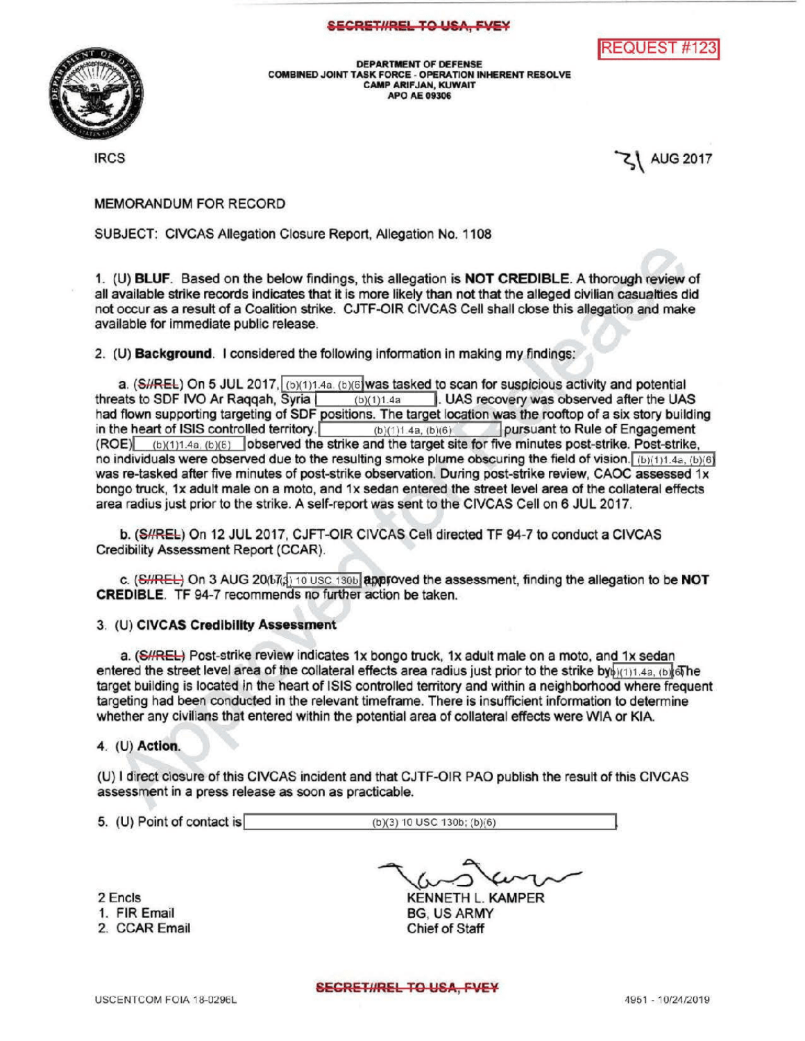SECRET//REL TO USA, FVEY

REQUEST #123

DEPARTMENT OF DEFENSE
COMBINED JOINT TASK FORCE - OPERATION INHERENT RESOLVE
CAMP ARIFJAN, KUWAIT
APO AE 09306

IRCS

31 AUG 2017

MEMORANDUM FOR RECORD

SUBJECT: CIVCAS Allegation Closure Report, Allegation No. 1108

1. (U) **BLUF**. Based on the below findings, this allegation is **NOT CREDIBLE**. A thorough review of all available strike records indicates that it is more likely than not that the alleged civilian casualties did not occur as a result of a Coalition strike. CJTF-OIR CIVCAS Cell shall close this allegation and make available for immediate public release.

2. (U) **Background**. I considered the following information in making my findings:

a. (S//REL) On 5 JUL 2017, (b)(1)1.4a, (b)(6) was tasked to scan for suspicious activity and potential threats to SDF IVO Ar Raqqah, Syria (b)(1)1.4a. UAS recovery was observed after the UAS had flown supporting targeting of SDF positions. The target location was the rooftop of a six story building in the heart of ISIS controlled territory. (b)(1)1.4a, (b)(6) pursuant to Rule of Engagement (ROE) (b)(1)1.4a, (b)(6) observed the strike and the target site for five minutes post-strike. Post-strike, no individuals were observed due to the resulting smoke plume obscuring the field of vision. (b)(1)1.4a, (b)(6) was re-tasked after five minutes of post-strike observation. During post-strike review, CAOC assessed 1x bongo truck, 1x adult male on a moto, and 1x sedan entered the street level area of the collateral effects area radius just prior to the strike. A self-report was sent to the CIVCAS Cell on 6 JUL 2017.

b. (S//REL) On 12 JUL 2017, CJFT-OIR CIVCAS Cell directed TF 94-7 to conduct a CIVCAS Credibility Assessment Report (CCAR).

c. (S//REL) On 3 AUG 2017, (b)(3) 10 USC 130b approved the assessment, finding the allegation to be **NOT CREDIBLE**. TF 94-7 recommends no further action be taken.

3. (U) **CIVCAS Credibility Assessment**

a. (S//REL) Post-strike review indicates 1x bongo truck, 1x adult male on a moto, and 1x sedan entered the street level area of the collateral effects area radius just prior to the strike by (b)(1)1.4a, (b)(6) The target building is located in the heart of ISIS controlled territory and within a neighborhood where frequent targeting had been conducted in the relevant timeframe. There is insufficient information to determine whether any civilians that entered within the potential area of collateral effects were WIA or KIA.

4. (U) **Action**.

(U) I direct closure of this CIVCAS incident and that CJTF-OIR PAO publish the result of this CIVCAS assessment in a press release as soon as practicable.

5. (U) Point of contact is (b)(3) 10 USC 130b; (b)(6)

2 Encls
1. FIR Email
2. CCAR Email

KENNETH L. KAMPER
BG, US ARMY
Chief of Staff

SECRET//REL TO USA, FVEY

USCENTCOM FOIA 18-0296L

4951 - 10/24/2019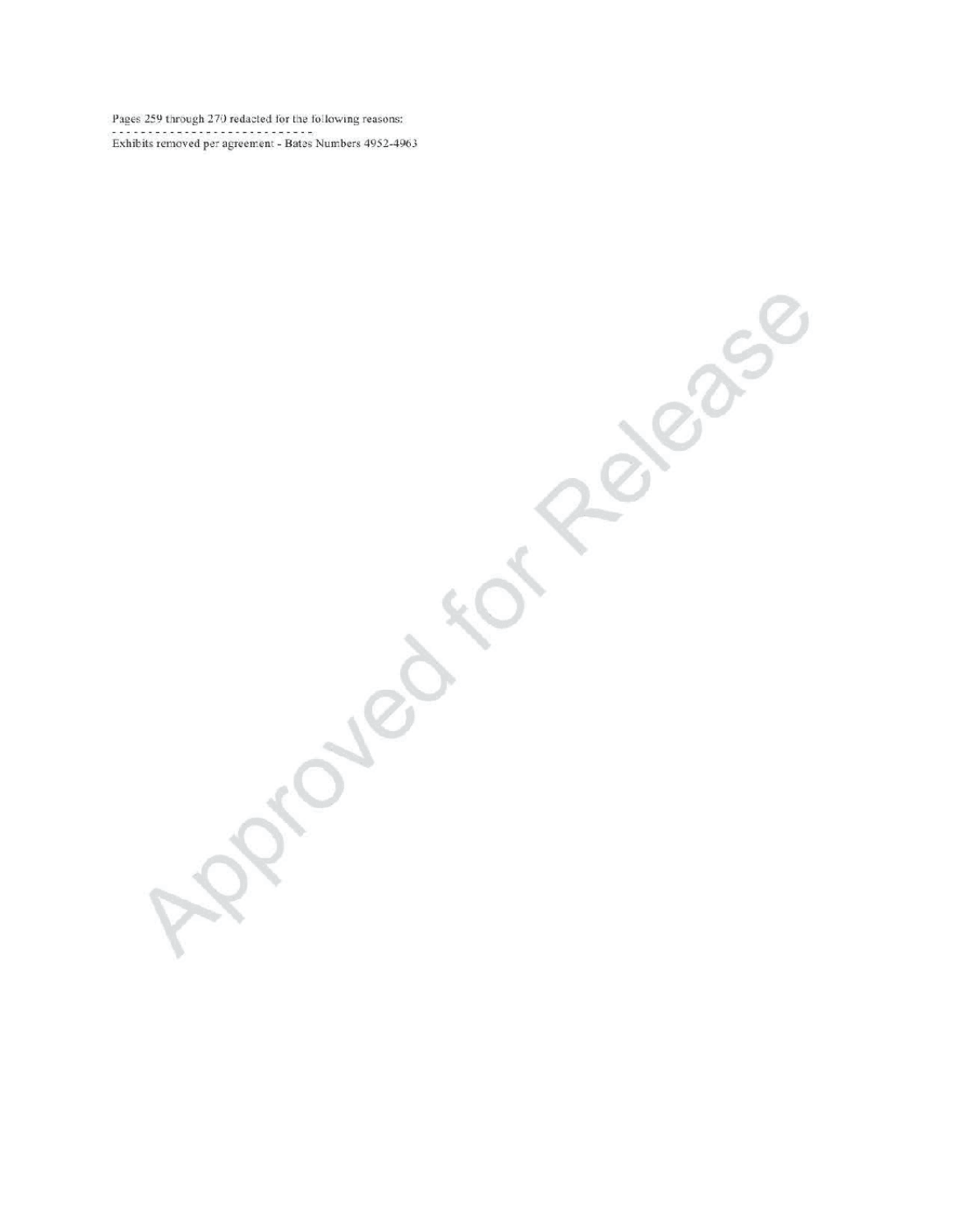Pages 259 through 270 redacted for the following reasons:

- - - - - - - - - - - - - - - - - - - - - - - - - - - -

Exhibits removed per agreement - Bates Numbers 4952-4963